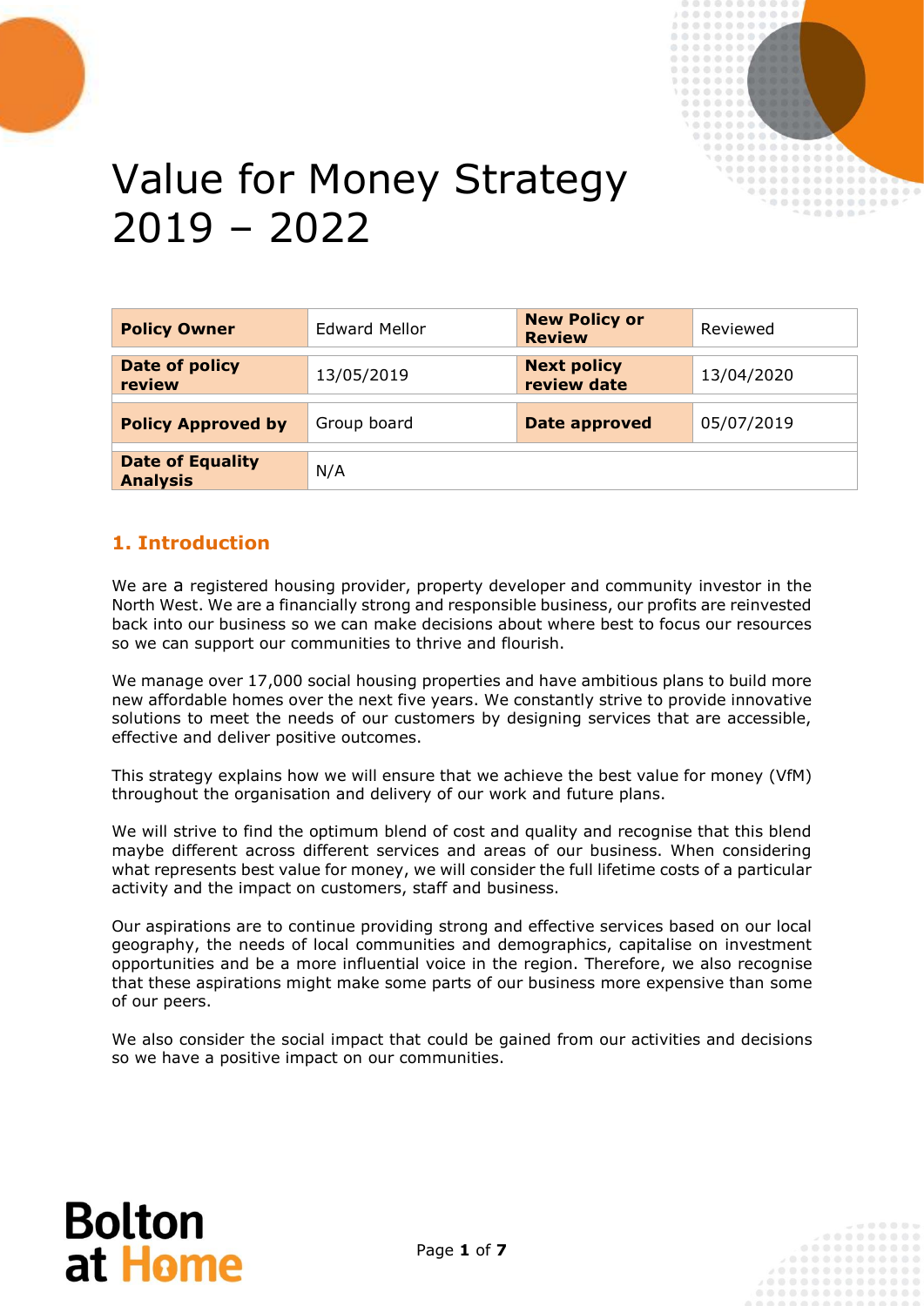# Value for Money Strategy 2019 – 2022

| Policy Owner | Edward Mellor | New Policy or Review | Reviewed |
|---|---|---|---|
| Date of policy review | 13/05/2019 | Next policy review date | 13/04/2020 |
| Policy Approved by | Group board | Date approved | 05/07/2019 |
| Date of Equality Analysis | N/A | | |

## 1. Introduction

We are a registered housing provider, property developer and community investor in the North West. We are a financially strong and responsible business, our profits are reinvested back into our business so we can make decisions about where best to focus our resources so we can support our communities to thrive and flourish.

We manage over 17,000 social housing properties and have ambitious plans to build more new affordable homes over the next five years. We constantly strive to provide innovative solutions to meet the needs of our customers by designing services that are accessible, effective and deliver positive outcomes.

This strategy explains how we will ensure that we achieve the best value for money (VfM) throughout the organisation and delivery of our work and future plans.

We will strive to find the optimum blend of cost and quality and recognise that this blend maybe different across different services and areas of our business. When considering what represents best value for money, we will consider the full lifetime costs of a particular activity and the impact on customers, staff and business.

Our aspirations are to continue providing strong and effective services based on our local geography, the needs of local communities and demographics, capitalise on investment opportunities and be a more influential voice in the region. Therefore, we also recognise that these aspirations might make some parts of our business more expensive than some of our peers.

We also consider the social impact that could be gained from our activities and decisions so we have a positive impact on our communities.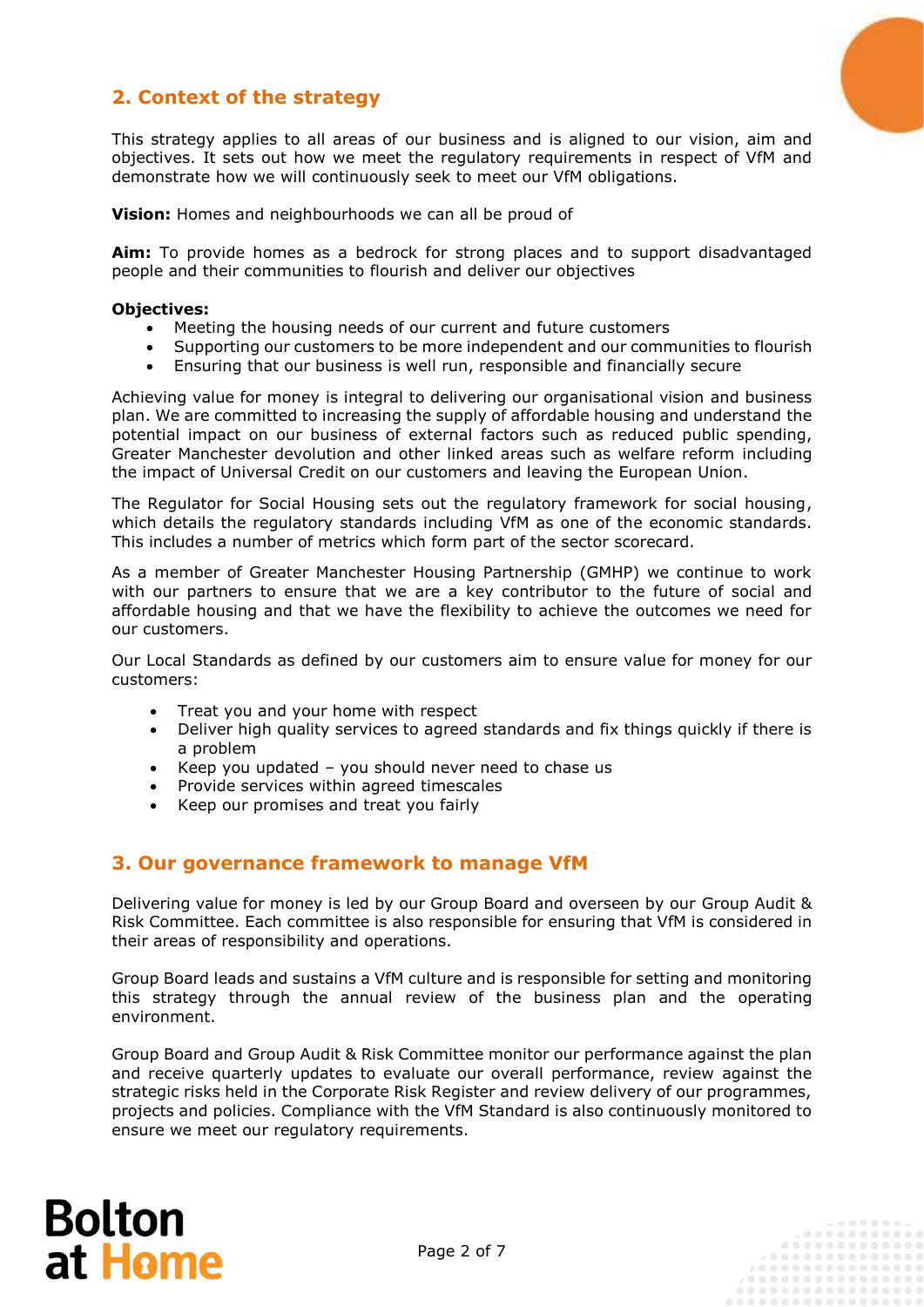## 2. Context of the strategy

This strategy applies to all areas of our business and is aligned to our vision, aim and objectives. It sets out how we meet the regulatory requirements in respect of VfM and demonstrate how we will continuously seek to meet our VfM obligations.

**Vision:** Homes and neighbourhoods we can all be proud of

**Aim:** To provide homes as a bedrock for strong places and to support disadvantaged people and their communities to flourish and deliver our objectives

**Objectives:**

- Meeting the housing needs of our current and future customers
- Supporting our customers to be more independent and our communities to flourish
- Ensuring that our business is well run, responsible and financially secure

Achieving value for money is integral to delivering our organisational vision and business plan. We are committed to increasing the supply of affordable housing and understand the potential impact on our business of external factors such as reduced public spending, Greater Manchester devolution and other linked areas such as welfare reform including the impact of Universal Credit on our customers and leaving the European Union.

The Regulator for Social Housing sets out the regulatory framework for social housing, which details the regulatory standards including VfM as one of the economic standards. This includes a number of metrics which form part of the sector scorecard.

As a member of Greater Manchester Housing Partnership (GMHP) we continue to work with our partners to ensure that we are a key contributor to the future of social and affordable housing and that we have the flexibility to achieve the outcomes we need for our customers.

Our Local Standards as defined by our customers aim to ensure value for money for our customers:

- Treat you and your home with respect
- Deliver high quality services to agreed standards and fix things quickly if there is a problem
- Keep you updated – you should never need to chase us
- Provide services within agreed timescales
- Keep our promises and treat you fairly

## 3. Our governance framework to manage VfM

Delivering value for money is led by our Group Board and overseen by our Group Audit & Risk Committee. Each committee is also responsible for ensuring that VfM is considered in their areas of responsibility and operations.

Group Board leads and sustains a VfM culture and is responsible for setting and monitoring this strategy through the annual review of the business plan and the operating environment.

Group Board and Group Audit & Risk Committee monitor our performance against the plan and receive quarterly updates to evaluate our overall performance, review against the strategic risks held in the Corporate Risk Register and review delivery of our programmes, projects and policies. Compliance with the VfM Standard is also continuously monitored to ensure we meet our regulatory requirements.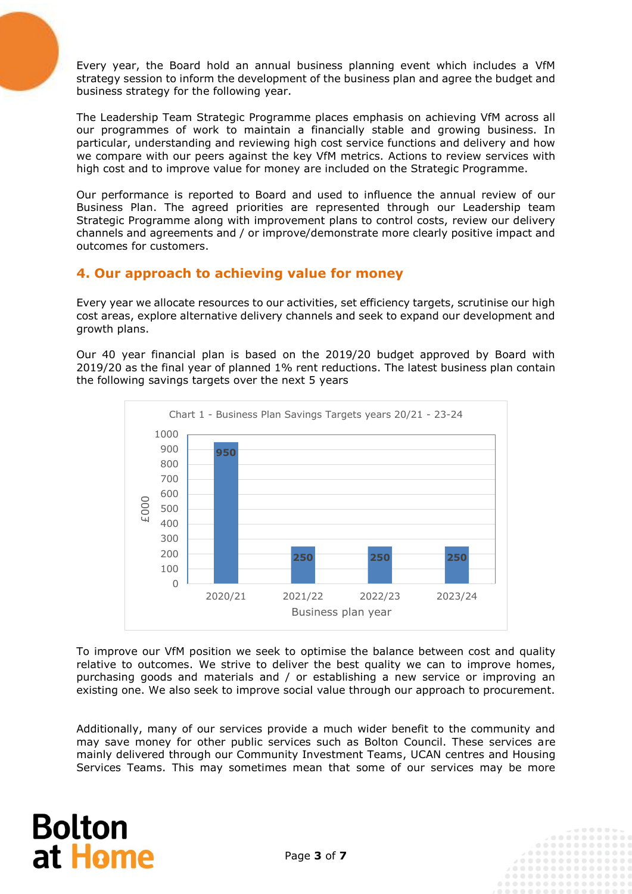Every year, the Board hold an annual business planning event which includes a VfM strategy session to inform the development of the business plan and agree the budget and business strategy for the following year.

The Leadership Team Strategic Programme places emphasis on achieving VfM across all our programmes of work to maintain a financially stable and growing business. In particular, understanding and reviewing high cost service functions and delivery and how we compare with our peers against the key VfM metrics. Actions to review services with high cost and to improve value for money are included on the Strategic Programme.

Our performance is reported to Board and used to influence the annual review of our Business Plan. The agreed priorities are represented through our Leadership team Strategic Programme along with improvement plans to control costs, review our delivery channels and agreements and / or improve/demonstrate more clearly positive impact and outcomes for customers.

## 4. Our approach to achieving value for money

Every year we allocate resources to our activities, set efficiency targets, scrutinise our high cost areas, explore alternative delivery channels and seek to expand our development and growth plans.

Our 40 year financial plan is based on the 2019/20 budget approved by Board with 2019/20 as the final year of planned 1% rent reductions. The latest business plan contain the following savings targets over the next 5 years

Chart 1 - Business Plan Savings Targets years 20/21 - 23-24

| Business plan year | £000 |
|---|---|
| 2020/21 | 950 |
| 2021/22 | 250 |
| 2022/23 | 250 |
| 2023/24 | 250 |

To improve our VfM position we seek to optimise the balance between cost and quality relative to outcomes. We strive to deliver the best quality we can to improve homes, purchasing goods and materials and / or establishing a new service or improving an existing one. We also seek to improve social value through our approach to procurement.

Additionally, many of our services provide a much wider benefit to the community and may save money for other public services such as Bolton Council. These services are mainly delivered through our Community Investment Teams, UCAN centres and Housing Services Teams. This may sometimes mean that some of our services may be more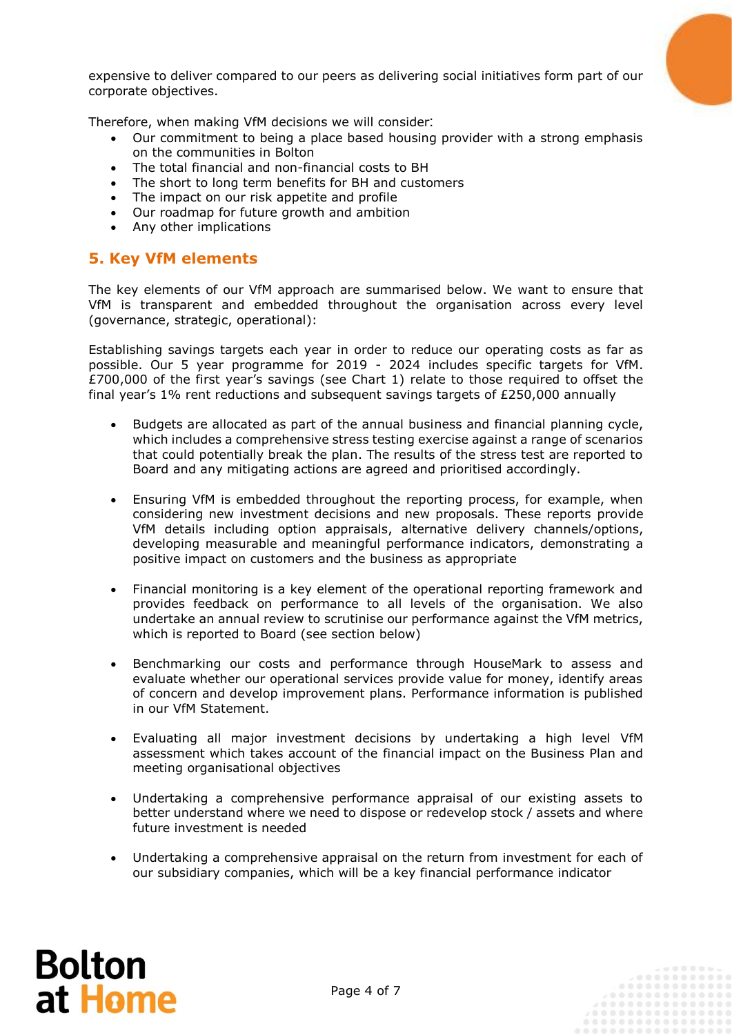expensive to deliver compared to our peers as delivering social initiatives form part of our corporate objectives.

Therefore, when making VfM decisions we will consider:

- Our commitment to being a place based housing provider with a strong emphasis on the communities in Bolton
- The total financial and non-financial costs to BH
- The short to long term benefits for BH and customers
- The impact on our risk appetite and profile
- Our roadmap for future growth and ambition
- Any other implications

## 5. Key VfM elements

The key elements of our VfM approach are summarised below. We want to ensure that VfM is transparent and embedded throughout the organisation across every level (governance, strategic, operational):

Establishing savings targets each year in order to reduce our operating costs as far as possible. Our 5 year programme for 2019 - 2024 includes specific targets for VfM. £700,000 of the first year's savings (see Chart 1) relate to those required to offset the final year's 1% rent reductions and subsequent savings targets of £250,000 annually

- Budgets are allocated as part of the annual business and financial planning cycle, which includes a comprehensive stress testing exercise against a range of scenarios that could potentially break the plan. The results of the stress test are reported to Board and any mitigating actions are agreed and prioritised accordingly.

- Ensuring VfM is embedded throughout the reporting process, for example, when considering new investment decisions and new proposals. These reports provide VfM details including option appraisals, alternative delivery channels/options, developing measurable and meaningful performance indicators, demonstrating a positive impact on customers and the business as appropriate

- Financial monitoring is a key element of the operational reporting framework and provides feedback on performance to all levels of the organisation. We also undertake an annual review to scrutinise our performance against the VfM metrics, which is reported to Board (see section below)

- Benchmarking our costs and performance through HouseMark to assess and evaluate whether our operational services provide value for money, identify areas of concern and develop improvement plans. Performance information is published in our VfM Statement.

- Evaluating all major investment decisions by undertaking a high level VfM assessment which takes account of the financial impact on the Business Plan and meeting organisational objectives

- Undertaking a comprehensive performance appraisal of our existing assets to better understand where we need to dispose or redevelop stock / assets and where future investment is needed

- Undertaking a comprehensive appraisal on the return from investment for each of our subsidiary companies, which will be a key financial performance indicator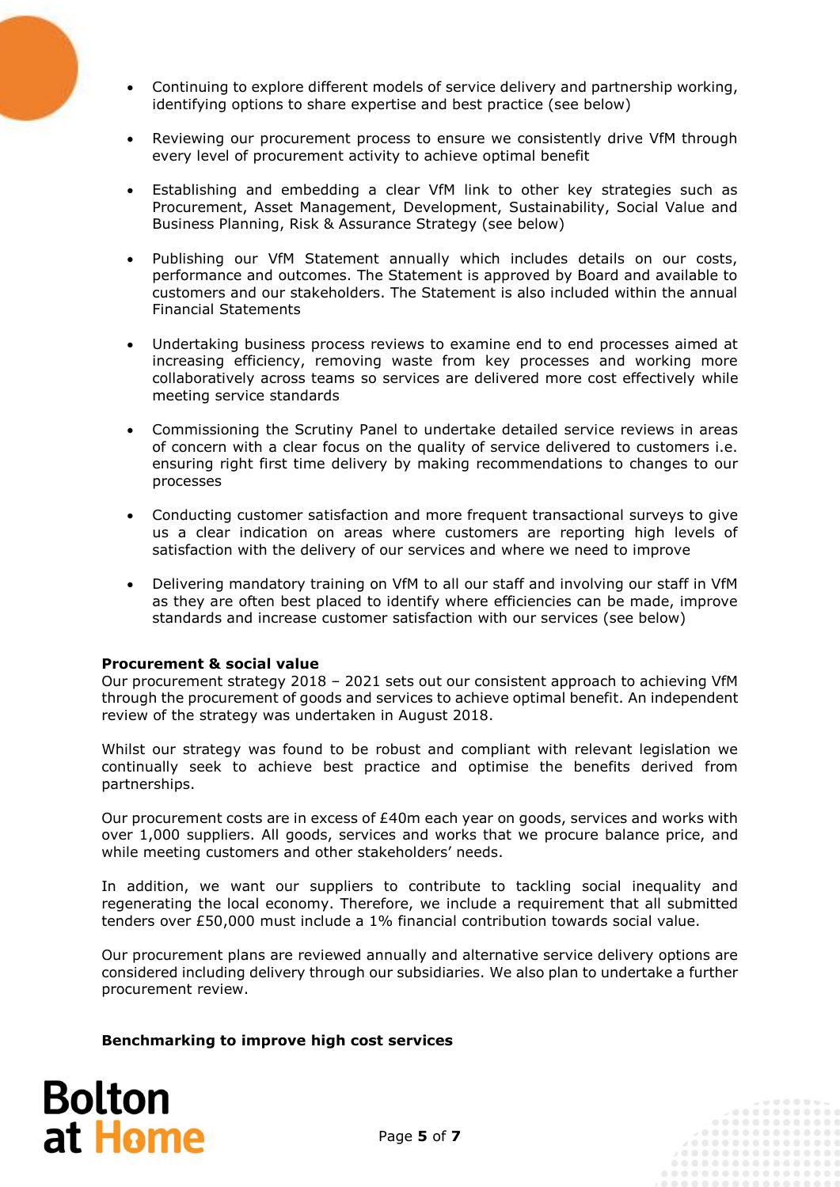- Continuing to explore different models of service delivery and partnership working, identifying options to share expertise and best practice (see below)

- Reviewing our procurement process to ensure we consistently drive VfM through every level of procurement activity to achieve optimal benefit

- Establishing and embedding a clear VfM link to other key strategies such as Procurement, Asset Management, Development, Sustainability, Social Value and Business Planning, Risk & Assurance Strategy (see below)

- Publishing our VfM Statement annually which includes details on our costs, performance and outcomes. The Statement is approved by Board and available to customers and our stakeholders. The Statement is also included within the annual Financial Statements

- Undertaking business process reviews to examine end to end processes aimed at increasing efficiency, removing waste from key processes and working more collaboratively across teams so services are delivered more cost effectively while meeting service standards

- Commissioning the Scrutiny Panel to undertake detailed service reviews in areas of concern with a clear focus on the quality of service delivered to customers i.e. ensuring right first time delivery by making recommendations to changes to our processes

- Conducting customer satisfaction and more frequent transactional surveys to give us a clear indication on areas where customers are reporting high levels of satisfaction with the delivery of our services and where we need to improve

- Delivering mandatory training on VfM to all our staff and involving our staff in VfM as they are often best placed to identify where efficiencies can be made, improve standards and increase customer satisfaction with our services (see below)

**Procurement & social value**

Our procurement strategy 2018 – 2021 sets out our consistent approach to achieving VfM through the procurement of goods and services to achieve optimal benefit. An independent review of the strategy was undertaken in August 2018.

Whilst our strategy was found to be robust and compliant with relevant legislation we continually seek to achieve best practice and optimise the benefits derived from partnerships.

Our procurement costs are in excess of £40m each year on goods, services and works with over 1,000 suppliers. All goods, services and works that we procure balance price, and while meeting customers and other stakeholders' needs.

In addition, we want our suppliers to contribute to tackling social inequality and regenerating the local economy. Therefore, we include a requirement that all submitted tenders over £50,000 must include a 1% financial contribution towards social value.

Our procurement plans are reviewed annually and alternative service delivery options are considered including delivery through our subsidiaries. We also plan to undertake a further procurement review.

**Benchmarking to improve high cost services**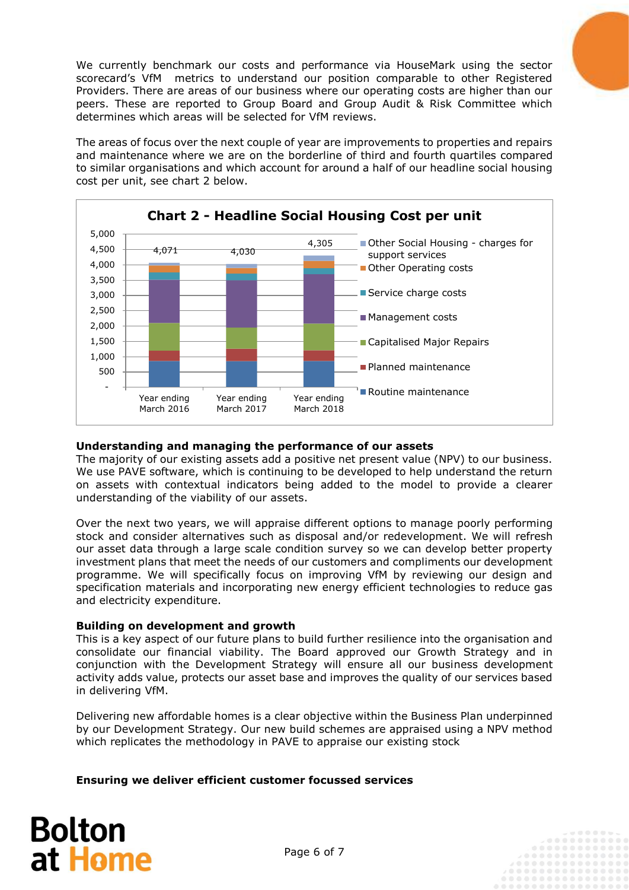We currently benchmark our costs and performance via HouseMark using the sector scorecard's VfM metrics to understand our position comparable to other Registered Providers. There are areas of our business where our operating costs are higher than our peers. These are reported to Group Board and Group Audit & Risk Committee which determines which areas will be selected for VfM reviews.

The areas of focus over the next couple of year are improvements to properties and repairs and maintenance where we are on the borderline of third and fourth quartiles compared to similar organisations and which account for around a half of our headline social housing cost per unit, see chart 2 below.

**Chart 2 - Headline Social Housing Cost per unit**

| | Year ending March 2016 | Year ending March 2017 | Year ending March 2018 |
|---|---|---|---|
| Total | 4,071 | 4,030 | 4,305 |

Legend: Other Social Housing - charges for support services; Other Operating costs; Service charge costs; Management costs; Capitalised Major Repairs; Planned maintenance; Routine maintenance

### Understanding and managing the performance of our assets

The majority of our existing assets add a positive net present value (NPV) to our business. We use PAVE software, which is continuing to be developed to help understand the return on assets with contextual indicators being added to the model to provide a clearer understanding of the viability of our assets.

Over the next two years, we will appraise different options to manage poorly performing stock and consider alternatives such as disposal and/or redevelopment. We will refresh our asset data through a large scale condition survey so we can develop better property investment plans that meet the needs of our customers and compliments our development programme. We will specifically focus on improving VfM by reviewing our design and specification materials and incorporating new energy efficient technologies to reduce gas and electricity expenditure.

### Building on development and growth

This is a key aspect of our future plans to build further resilience into the organisation and consolidate our financial viability. The Board approved our Growth Strategy and in conjunction with the Development Strategy will ensure all our business development activity adds value, protects our asset base and improves the quality of our services based in delivering VfM.

Delivering new affordable homes is a clear objective within the Business Plan underpinned by our Development Strategy. Our new build schemes are appraised using a NPV method which replicates the methodology in PAVE to appraise our existing stock

### Ensuring we deliver efficient customer focussed services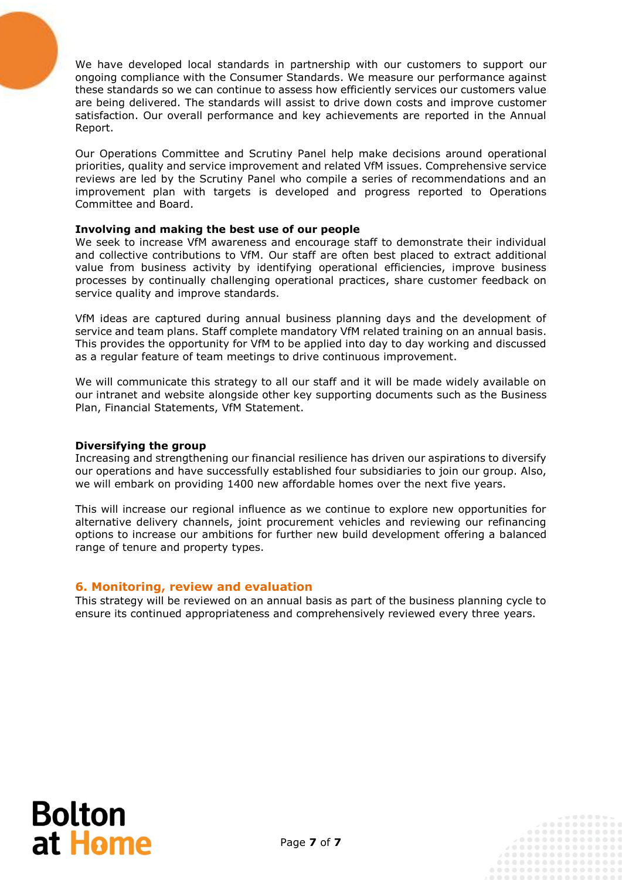We have developed local standards in partnership with our customers to support our ongoing compliance with the Consumer Standards. We measure our performance against these standards so we can continue to assess how efficiently services our customers value are being delivered. The standards will assist to drive down costs and improve customer satisfaction. Our overall performance and key achievements are reported in the Annual Report.

Our Operations Committee and Scrutiny Panel help make decisions around operational priorities, quality and service improvement and related VfM issues. Comprehensive service reviews are led by the Scrutiny Panel who compile a series of recommendations and an improvement plan with targets is developed and progress reported to Operations Committee and Board.

**Involving and making the best use of our people**

We seek to increase VfM awareness and encourage staff to demonstrate their individual and collective contributions to VfM. Our staff are often best placed to extract additional value from business activity by identifying operational efficiencies, improve business processes by continually challenging operational practices, share customer feedback on service quality and improve standards.

VfM ideas are captured during annual business planning days and the development of service and team plans. Staff complete mandatory VfM related training on an annual basis. This provides the opportunity for VfM to be applied into day to day working and discussed as a regular feature of team meetings to drive continuous improvement.

We will communicate this strategy to all our staff and it will be made widely available on our intranet and website alongside other key supporting documents such as the Business Plan, Financial Statements, VfM Statement.

**Diversifying the group**

Increasing and strengthening our financial resilience has driven our aspirations to diversify our operations and have successfully established four subsidiaries to join our group. Also, we will embark on providing 1400 new affordable homes over the next five years.

This will increase our regional influence as we continue to explore new opportunities for alternative delivery channels, joint procurement vehicles and reviewing our refinancing options to increase our ambitions for further new build development offering a balanced range of tenure and property types.

## 6. Monitoring, review and evaluation

This strategy will be reviewed on an annual basis as part of the business planning cycle to ensure its continued appropriateness and comprehensively reviewed every three years.